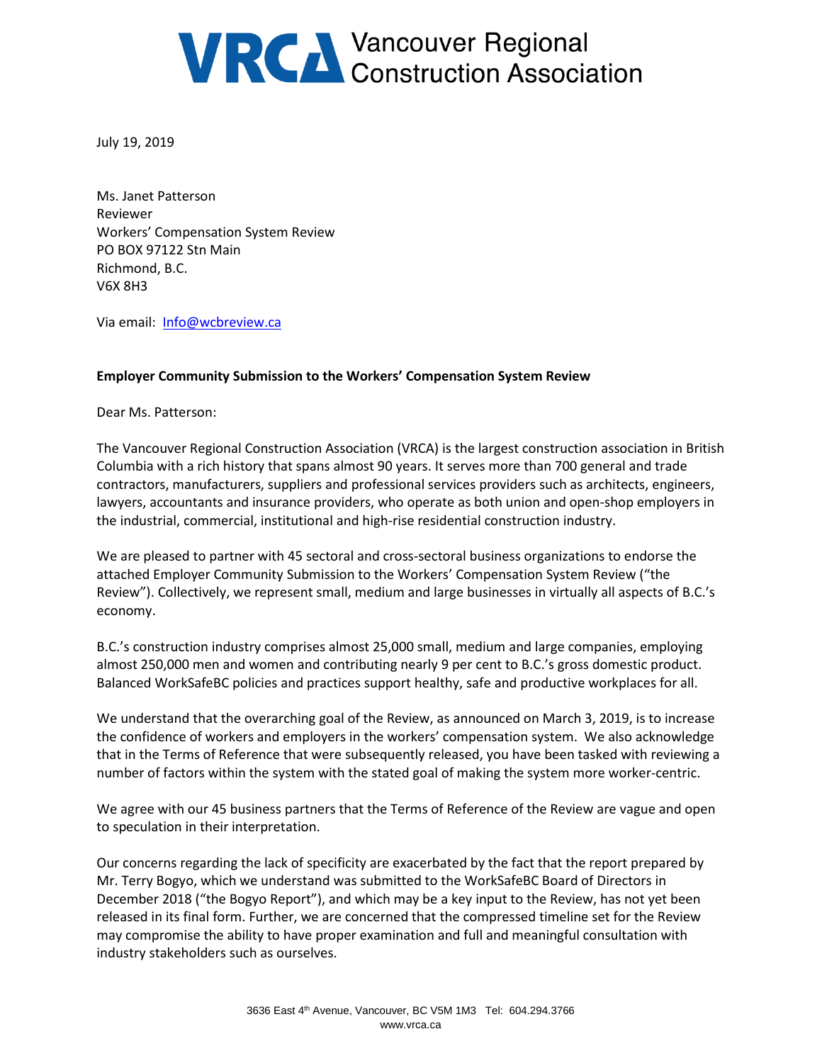# VRCA Vancouver Regional Construction Association

July 19, 2019

Ms. Janet Patterson
Reviewer
Workers' Compensation System Review
PO BOX 97122 Stn Main
Richmond, B.C.
V6X 8H3

Via email: Info@wcbreview.ca

**Employer Community Submission to the Workers' Compensation System Review**

Dear Ms. Patterson:

The Vancouver Regional Construction Association (VRCA) is the largest construction association in British Columbia with a rich history that spans almost 90 years. It serves more than 700 general and trade contractors, manufacturers, suppliers and professional services providers such as architects, engineers, lawyers, accountants and insurance providers, who operate as both union and open-shop employers in the industrial, commercial, institutional and high-rise residential construction industry.

We are pleased to partner with 45 sectoral and cross-sectoral business organizations to endorse the attached Employer Community Submission to the Workers' Compensation System Review ("the Review"). Collectively, we represent small, medium and large businesses in virtually all aspects of B.C.'s economy.

B.C.'s construction industry comprises almost 25,000 small, medium and large companies, employing almost 250,000 men and women and contributing nearly 9 per cent to B.C.'s gross domestic product. Balanced WorkSafeBC policies and practices support healthy, safe and productive workplaces for all.

We understand that the overarching goal of the Review, as announced on March 3, 2019, is to increase the confidence of workers and employers in the workers' compensation system. We also acknowledge that in the Terms of Reference that were subsequently released, you have been tasked with reviewing a number of factors within the system with the stated goal of making the system more worker-centric.

We agree with our 45 business partners that the Terms of Reference of the Review are vague and open to speculation in their interpretation.

Our concerns regarding the lack of specificity are exacerbated by the fact that the report prepared by Mr. Terry Bogyo, which we understand was submitted to the WorkSafeBC Board of Directors in December 2018 ("the Bogyo Report"), and which may be a key input to the Review, has not yet been released in its final form. Further, we are concerned that the compressed timeline set for the Review may compromise the ability to have proper examination and full and meaningful consultation with industry stakeholders such as ourselves.

3636 East 4th Avenue, Vancouver, BC V5M 1M3 Tel: 604.294.3766
www.vrca.ca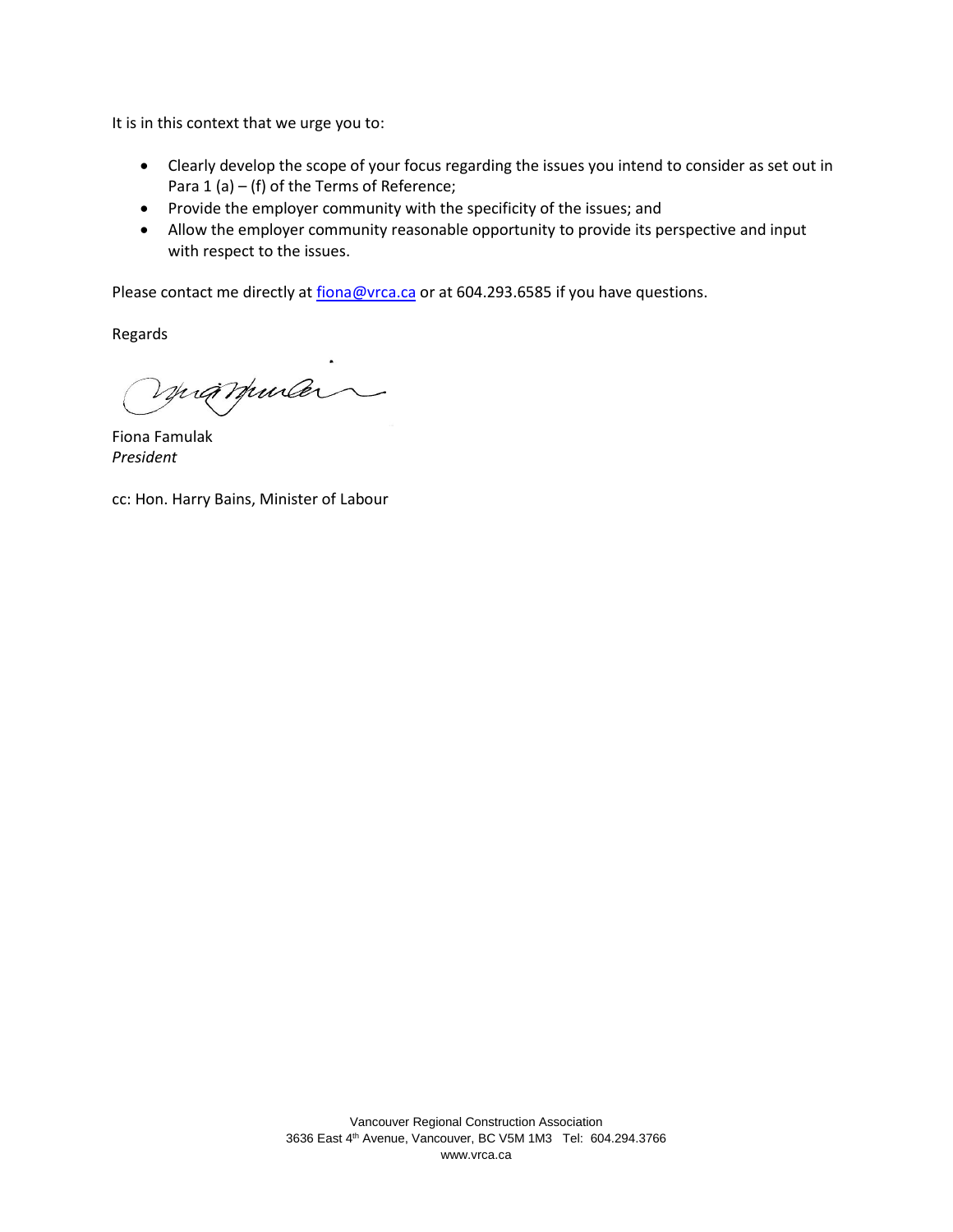It is in this context that we urge you to:

- Clearly develop the scope of your focus regarding the issues you intend to consider as set out in Para 1 (a) – (f) of the Terms of Reference;
- Provide the employer community with the specificity of the issues; and
- Allow the employer community reasonable opportunity to provide its perspective and input with respect to the issues.

Please contact me directly at fiona@vrca.ca or at 604.293.6585 if you have questions.

Regards

Fiona Famulak
*President*

cc: Hon. Harry Bains, Minister of Labour

Vancouver Regional Construction Association
3636 East 4th Avenue, Vancouver, BC V5M 1M3 Tel: 604.294.3766
www.vrca.ca